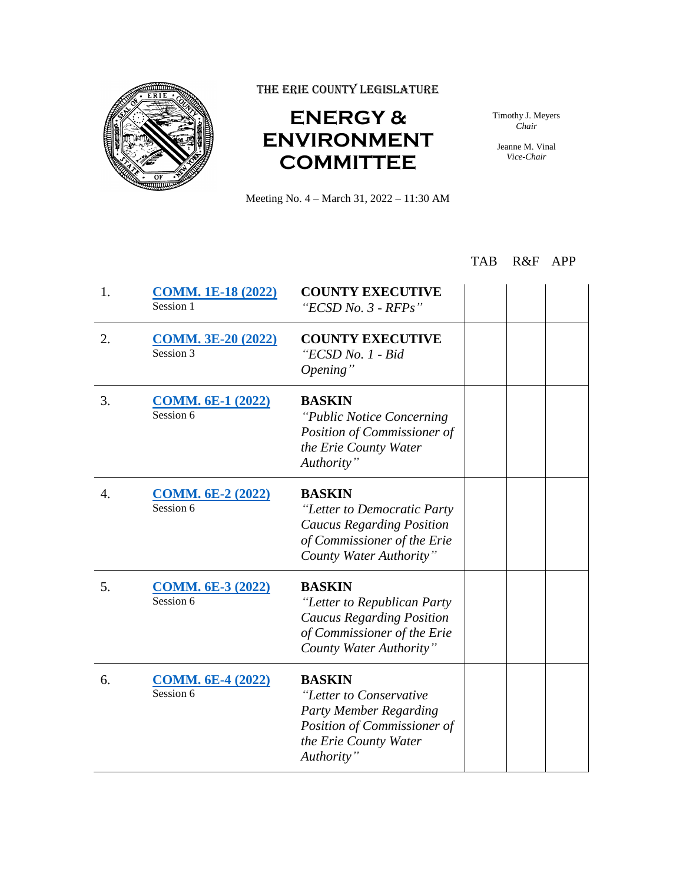THE ERIE COUNTY LEGISLATURE

# ENERGY & ENVIRONMENT COMMITTEE

Timothy J. Meyers
*Chair*

Jeanne M. Vinal
*Vice-Chair*

Meeting No. 4 – March 31, 2022 – 11:30 AM

| | | | TAB | R&F | APP |
|---|---|---|---|---|---|
| 1. | **COMM. 1E-18 (2022)** Session 1 | **COUNTY EXECUTIVE** *"ECSD No. 3 - RFPs"* | | | |
| 2. | **COMM. 3E-20 (2022)** Session 3 | **COUNTY EXECUTIVE** *"ECSD No. 1 - Bid Opening"* | | | |
| 3. | **COMM. 6E-1 (2022)** Session 6 | **BASKIN** *"Public Notice Concerning Position of Commissioner of the Erie County Water Authority"* | | | |
| 4. | **COMM. 6E-2 (2022)** Session 6 | **BASKIN** *"Letter to Democratic Party Caucus Regarding Position of Commissioner of the Erie County Water Authority"* | | | |
| 5. | **COMM. 6E-3 (2022)** Session 6 | **BASKIN** *"Letter to Republican Party Caucus Regarding Position of Commissioner of the Erie County Water Authority"* | | | |
| 6. | **COMM. 6E-4 (2022)** Session 6 | **BASKIN** *"Letter to Conservative Party Member Regarding Position of Commissioner of the Erie County Water Authority"* | | | |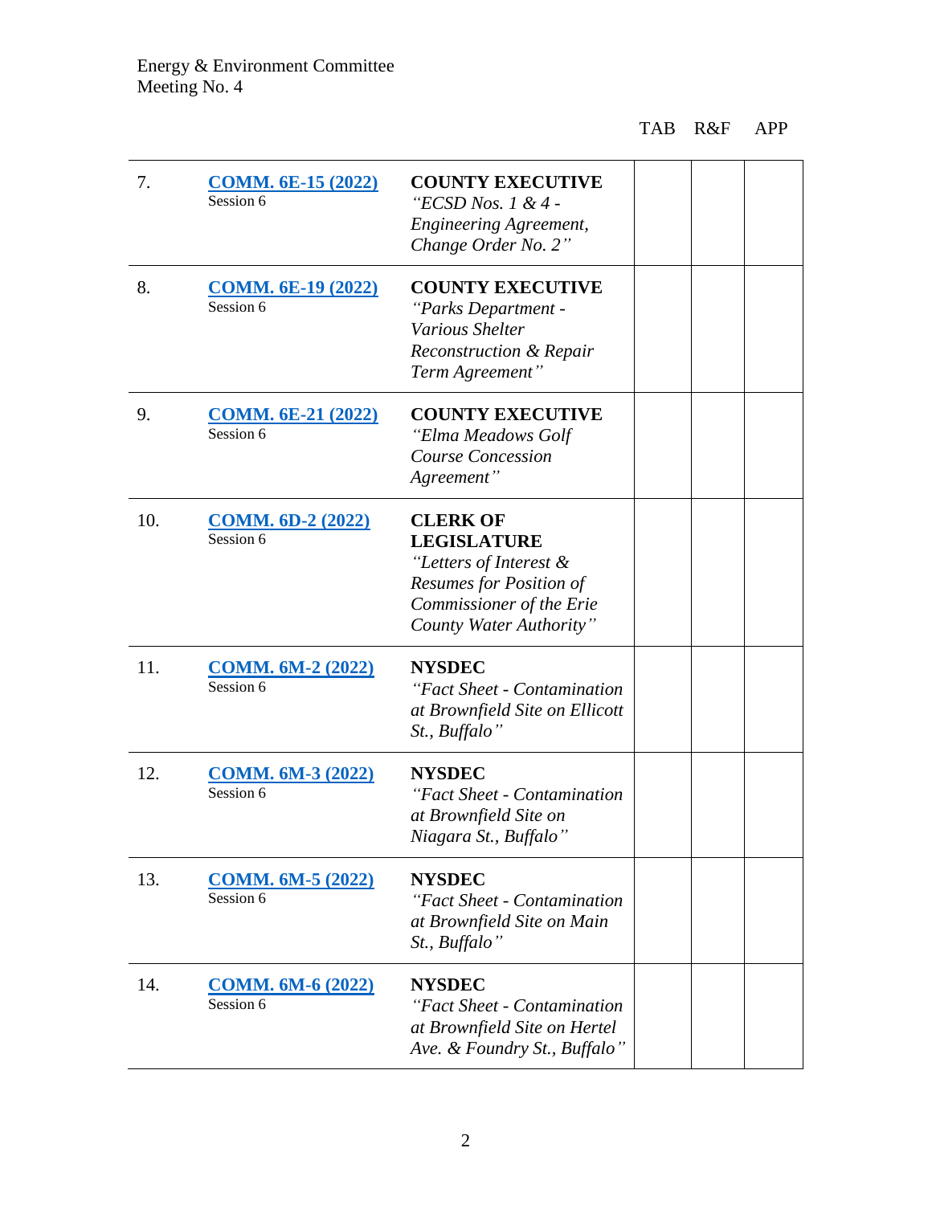Energy & Environment Committee
Meeting No. 4

| | | | TAB | R&F | APP |
|---|---|---|---|---|---|
| 7. | **COMM. 6E-15 (2022)** Session 6 | **COUNTY EXECUTIVE** *"ECSD Nos. 1 & 4 - Engineering Agreement, Change Order No. 2"* | | | |
| 8. | **COMM. 6E-19 (2022)** Session 6 | **COUNTY EXECUTIVE** *"Parks Department - Various Shelter Reconstruction & Repair Term Agreement"* | | | |
| 9. | **COMM. 6E-21 (2022)** Session 6 | **COUNTY EXECUTIVE** *"Elma Meadows Golf Course Concession Agreement"* | | | |
| 10. | **COMM. 6D-2 (2022)** Session 6 | **CLERK OF LEGISLATURE** *"Letters of Interest & Resumes for Position of Commissioner of the Erie County Water Authority"* | | | |
| 11. | **COMM. 6M-2 (2022)** Session 6 | **NYSDEC** *"Fact Sheet - Contamination at Brownfield Site on Ellicott St., Buffalo"* | | | |
| 12. | **COMM. 6M-3 (2022)** Session 6 | **NYSDEC** *"Fact Sheet - Contamination at Brownfield Site on Niagara St., Buffalo"* | | | |
| 13. | **COMM. 6M-5 (2022)** Session 6 | **NYSDEC** *"Fact Sheet - Contamination at Brownfield Site on Main St., Buffalo"* | | | |
| 14. | **COMM. 6M-6 (2022)** Session 6 | **NYSDEC** *"Fact Sheet - Contamination at Brownfield Site on Hertel Ave. & Foundry St., Buffalo"* | | | |